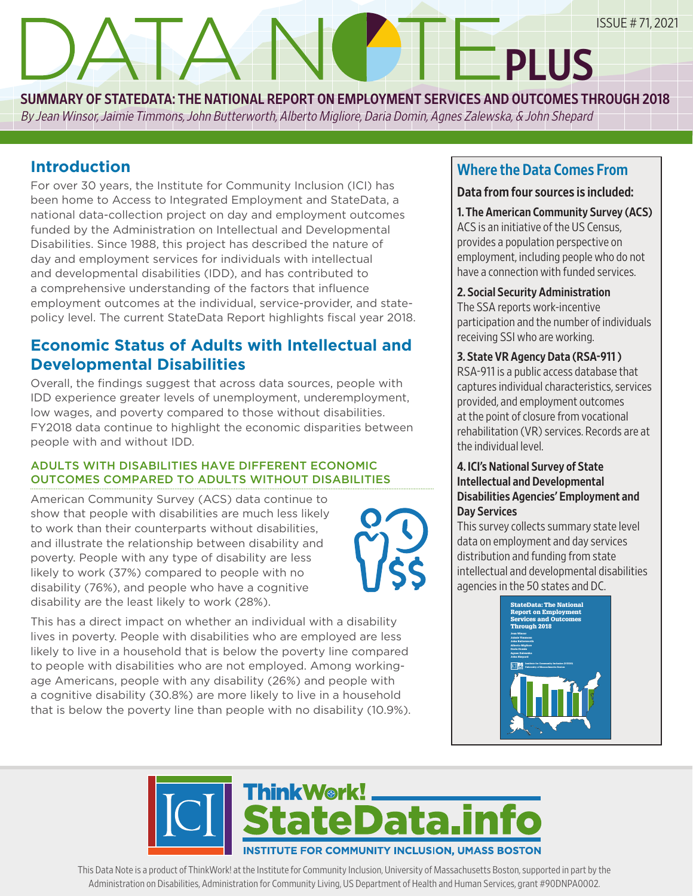# DATA NOTE PLUS

ISSUE # 71, 2021

## SUMMARY OF STATEDATA: THE NATIONAL REPORT ON EMPLOYMENT SERVICES AND OUTCOMES THROUGH 2018

*By Jean Winsor, Jaimie Timmons, John Butterworth, Alberto Migliore, Daria Domin, Agnes Zalewska, & John Shepard*

## Introduction

For over 30 years, the Institute for Community Inclusion (ICI) has been home to Access to Integrated Employment and StateData, a national data-collection project on day and employment outcomes funded by the Administration on Intellectual and Developmental Disabilities. Since 1988, this project has described the nature of day and employment services for individuals with intellectual and developmental disabilities (IDD), and has contributed to a comprehensive understanding of the factors that influence employment outcomes at the individual, service-provider, and state-policy level. The current StateData Report highlights fiscal year 2018.

## Economic Status of Adults with Intellectual and Developmental Disabilities

Overall, the findings suggest that across data sources, people with IDD experience greater levels of unemployment, underemployment, low wages, and poverty compared to those without disabilities. FY2018 data continue to highlight the economic disparities between people with and without IDD.

### ADULTS WITH DISABILITIES HAVE DIFFERENT ECONOMIC OUTCOMES COMPARED TO ADULTS WITHOUT DISABILITIES

American Community Survey (ACS) data continue to show that people with disabilities are much less likely to work than their counterparts without disabilities, and illustrate the relationship between disability and poverty. People with any type of disability are less likely to work (37%) compared to people with no disability (76%), and people who have a cognitive disability are the least likely to work (28%).

This has a direct impact on whether an individual with a disability lives in poverty. People with disabilities who are employed are less likely to live in a household that is below the poverty line compared to people with disabilities who are not employed. Among working-age Americans, people with any disability (26%) and people with a cognitive disability (30.8%) are more likely to live in a household that is below the poverty line than people with no disability (10.9%).

## Where the Data Comes From

**Data from four sources is included:**

**1. The American Community Survey (ACS)**
ACS is an initiative of the US Census, provides a population perspective on employment, including people who do not have a connection with funded services.

**2. Social Security Administration**
The SSA reports work-incentive participation and the number of individuals receiving SSI who are working.

**3. State VR Agency Data (RSA-911 )**
RSA-911 is a public access database that captures individual characteristics, services provided, and employment outcomes at the point of closure from vocational rehabilitation (VR) services. Records are at the individual level.

**4. ICI's National Survey of State Intellectual and Developmental Disabilities Agencies' Employment and Day Services**
This survey collects summary state level data on employment and day services distribution and funding from state intellectual and developmental disabilities agencies in the 50 states and DC.

ThinkWork! StateData.info
INSTITUTE FOR COMMUNITY INCLUSION, UMASS BOSTON

This Data Note is a product of ThinkWork! at the Institute for Community Inclusion, University of Massachusetts Boston, supported in part by the Administration on Disabilities, Administration for Community Living, US Department of Health and Human Services, grant #90DNPA0002.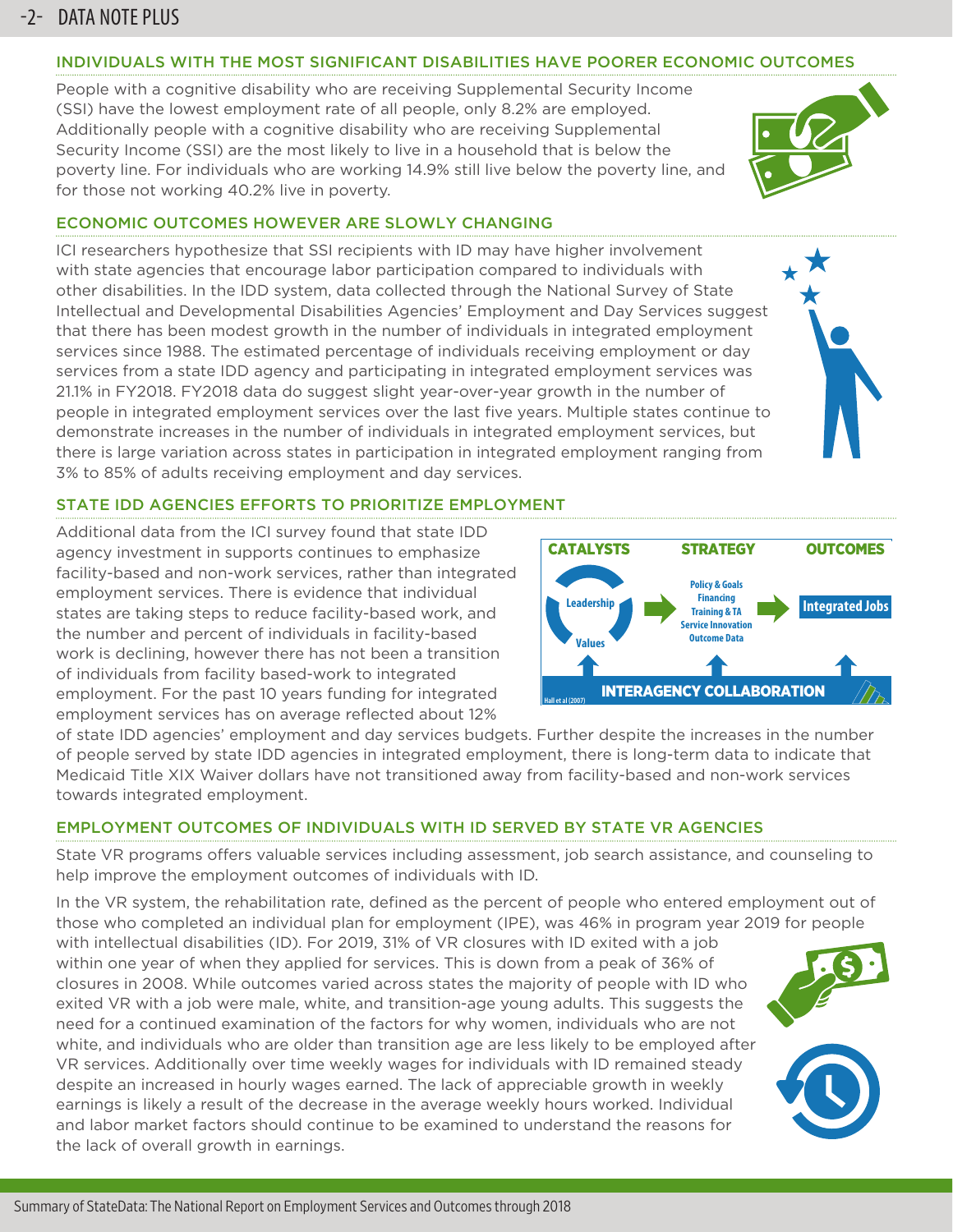## INDIVIDUALS WITH THE MOST SIGNIFICANT DISABILITIES HAVE POORER ECONOMIC OUTCOMES

People with a cognitive disability who are receiving Supplemental Security Income (SSI) have the lowest employment rate of all people, only 8.2% are employed. Additionally people with a cognitive disability who are receiving Supplemental Security Income (SSI) are the most likely to live in a household that is below the poverty line. For individuals who are working 14.9% still live below the poverty line, and for those not working 40.2% live in poverty.

## ECONOMIC OUTCOMES HOWEVER ARE SLOWLY CHANGING

ICI researchers hypothesize that SSI recipients with ID may have higher involvement with state agencies that encourage labor participation compared to individuals with other disabilities. In the IDD system, data collected through the National Survey of State Intellectual and Developmental Disabilities Agencies' Employment and Day Services suggest that there has been modest growth in the number of individuals in integrated employment services since 1988. The estimated percentage of individuals receiving employment or day services from a state IDD agency and participating in integrated employment services was 21.1% in FY2018. FY2018 data do suggest slight year-over-year growth in the number of people in integrated employment services over the last five years. Multiple states continue to demonstrate increases in the number of individuals in integrated employment services, but there is large variation across states in participation in integrated employment ranging from 3% to 85% of adults receiving employment and day services.

## STATE IDD AGENCIES EFFORTS TO PRIORITIZE EMPLOYMENT

Additional data from the ICI survey found that state IDD agency investment in supports continues to emphasize facility-based and non-work services, rather than integrated employment services. There is evidence that individual states are taking steps to reduce facility-based work, and the number and percent of individuals in facility-based work is declining, however there has not been a transition of individuals from facility based-work to integrated employment. For the past 10 years funding for integrated employment services has on average reflected about 12% of state IDD agencies' employment and day services budgets. Further despite the increases in the number of people served by state IDD agencies in integrated employment, there is long-term data to indicate that Medicaid Title XIX Waiver dollars have not transitioned away from facility-based and non-work services towards integrated employment.

CATALYSTS: Leadership, Values → STRATEGY: Policy & Goals, Financing, Training & TA, Service Innovation, Outcome Data → OUTCOMES: Integrated Jobs

INTERAGENCY COLLABORATION

Hall et al (2007)

## EMPLOYMENT OUTCOMES OF INDIVIDUALS WITH ID SERVED BY STATE VR AGENCIES

State VR programs offers valuable services including assessment, job search assistance, and counseling to help improve the employment outcomes of individuals with ID.

In the VR system, the rehabilitation rate, defined as the percent of people who entered employment out of those who completed an individual plan for employment (IPE), was 46% in program year 2019 for people with intellectual disabilities (ID). For 2019, 31% of VR closures with ID exited with a job within one year of when they applied for services. This is down from a peak of 36% of closures in 2008. While outcomes varied across states the majority of people with ID who exited VR with a job were male, white, and transition-age young adults. This suggests the need for a continued examination of the factors for why women, individuals who are not white, and individuals who are older than transition age are less likely to be employed after VR services. Additionally over time weekly wages for individuals with ID remained steady despite an increased in hourly wages earned. The lack of appreciable growth in weekly earnings is likely a result of the decrease in the average weekly hours worked. Individual and labor market factors should continue to be examined to understand the reasons for the lack of overall growth in earnings.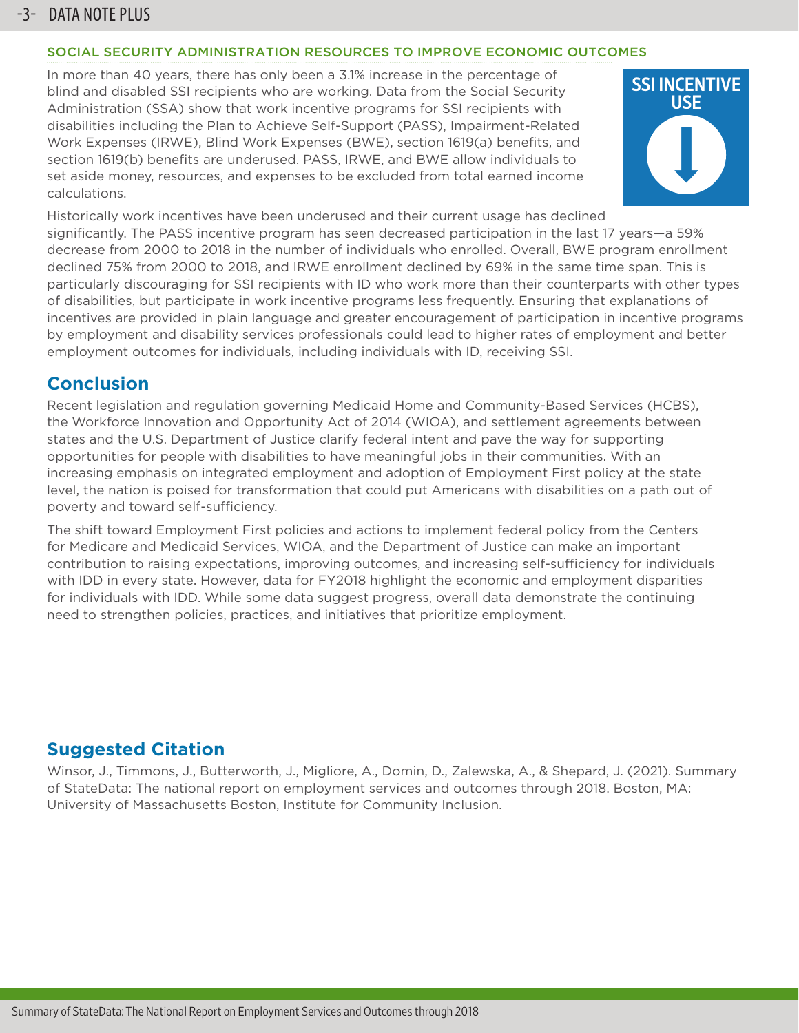### SOCIAL SECURITY ADMINISTRATION RESOURCES TO IMPROVE ECONOMIC OUTCOMES

In more than 40 years, there has only been a 3.1% increase in the percentage of blind and disabled SSI recipients who are working. Data from the Social Security Administration (SSA) show that work incentive programs for SSI recipients with disabilities including the Plan to Achieve Self-Support (PASS), Impairment-Related Work Expenses (IRWE), Blind Work Expenses (BWE), section 1619(a) benefits, and section 1619(b) benefits are underused. PASS, IRWE, and BWE allow individuals to set aside money, resources, and expenses to be excluded from total earned income calculations.

SSI INCENTIVE USE

Historically work incentives have been underused and their current usage has declined significantly. The PASS incentive program has seen decreased participation in the last 17 years—a 59% decrease from 2000 to 2018 in the number of individuals who enrolled. Overall, BWE program enrollment declined 75% from 2000 to 2018, and IRWE enrollment declined by 69% in the same time span. This is particularly discouraging for SSI recipients with ID who work more than their counterparts with other types of disabilities, but participate in work incentive programs less frequently. Ensuring that explanations of incentives are provided in plain language and greater encouragement of participation in incentive programs by employment and disability services professionals could lead to higher rates of employment and better employment outcomes for individuals, including individuals with ID, receiving SSI.

## Conclusion

Recent legislation and regulation governing Medicaid Home and Community-Based Services (HCBS), the Workforce Innovation and Opportunity Act of 2014 (WIOA), and settlement agreements between states and the U.S. Department of Justice clarify federal intent and pave the way for supporting opportunities for people with disabilities to have meaningful jobs in their communities. With an increasing emphasis on integrated employment and adoption of Employment First policy at the state level, the nation is poised for transformation that could put Americans with disabilities on a path out of poverty and toward self-sufficiency.

The shift toward Employment First policies and actions to implement federal policy from the Centers for Medicare and Medicaid Services, WIOA, and the Department of Justice can make an important contribution to raising expectations, improving outcomes, and increasing self-sufficiency for individuals with IDD in every state. However, data for FY2018 highlight the economic and employment disparities for individuals with IDD. While some data suggest progress, overall data demonstrate the continuing need to strengthen policies, practices, and initiatives that prioritize employment.

## Suggested Citation

Winsor, J., Timmons, J., Butterworth, J., Migliore, A., Domin, D., Zalewska, A., & Shepard, J. (2021). Summary of StateData: The national report on employment services and outcomes through 2018. Boston, MA: University of Massachusetts Boston, Institute for Community Inclusion.